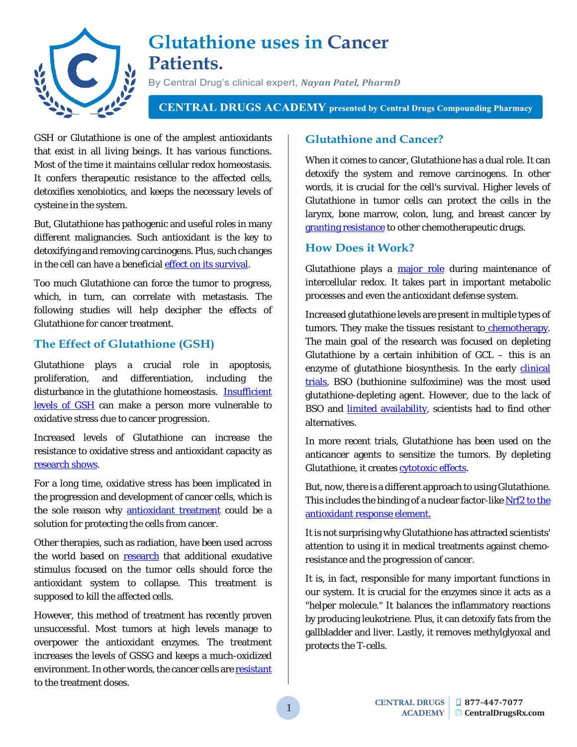# Glutathione uses in Cancer Patients.

By Central Drug's clinical expert, ***Nayan Patel, PharmD***

**CENTRAL DRUGS ACADEMY presented by Central Drugs Compounding Pharmacy**

GSH or Glutathione is one of the amplest antioxidants that exist in all living beings. It has various functions. Most of the time it maintains cellular redox homeostasis. It confers therapeutic resistance to the affected cells, detoxifies xenobiotics, and keeps the necessary levels of cysteine in the system.

But, Glutathione has pathogenic and useful roles in many different malignancies. Such antioxidant is the key to detoxifying and removing carcinogens. Plus, such changes in the cell can have a beneficial effect on its survival.

Too much Glutathione can force the tumor to progress, which, in turn, can correlate with metastasis. The following studies will help decipher the effects of Glutathione for cancer treatment.

## The Effect of Glutathione (GSH)

Glutathione plays a crucial role in apoptosis, proliferation, and differentiation, including the disturbance in the glutathione homeostasis. Insufficient levels of GSH can make a person more vulnerable to oxidative stress due to cancer progression.

Increased levels of Glutathione can increase the resistance to oxidative stress and antioxidant capacity as research shows.

For a long time, oxidative stress has been implicated in the progression and development of cancer cells, which is the sole reason why antioxidant treatment could be a solution for protecting the cells from cancer.

Other therapies, such as radiation, have been used across the world based on research that additional exudative stimulus focused on the tumor cells should force the antioxidant system to collapse. This treatment is supposed to kill the affected cells.

However, this method of treatment has recently proven unsuccessful. Most tumors at high levels manage to overpower the antioxidant enzymes. The treatment increases the levels of GSSG and keeps a much-oxidized environment. In other words, the cancer cells are resistant to the treatment doses.

## Glutathione and Cancer?

When it comes to cancer, Glutathione has a dual role. It can detoxify the system and remove carcinogens. In other words, it is crucial for the cell's survival. Higher levels of Glutathione in tumor cells can protect the cells in the larynx, bone marrow, colon, lung, and breast cancer by granting resistance to other chemotherapeutic drugs.

## How Does it Work?

Glutathione plays a major role during maintenance of intercellular redox. It takes part in important metabolic processes and even the antioxidant defense system.

Increased glutathione levels are present in multiple types of tumors. They make the tissues resistant to chemotherapy. The main goal of the research was focused on depleting Glutathione by a certain inhibition of GCL – this is an enzyme of glutathione biosynthesis. In the early clinical trials, BSO (buthionine sulfoximide) was the most used glutathione-depleting agent. However, due to the lack of BSO and limited availability, scientists had to find other alternatives.

In more recent trials, Glutathione has been used on the anticancer agents to sensitize the tumors. By depleting Glutathione, it creates cytotoxic effects.

But, now, there is a different approach to using Glutathione. This includes the binding of a nuclear factor-like Nrf2 to the antioxidant response element.

It is not surprising why Glutathione has attracted scientists' attention to using it in medical treatments against chemo-resistance and the progression of cancer.

It is, in fact, responsible for many important functions in our system. It is crucial for the enzymes since it acts as a "helper molecule." It balances the inflammatory reactions by producing leukotriene. Plus, it can detoxify fats from the gallbladder and liver. Lastly, it removes methylglyoxal and protects the T-cells.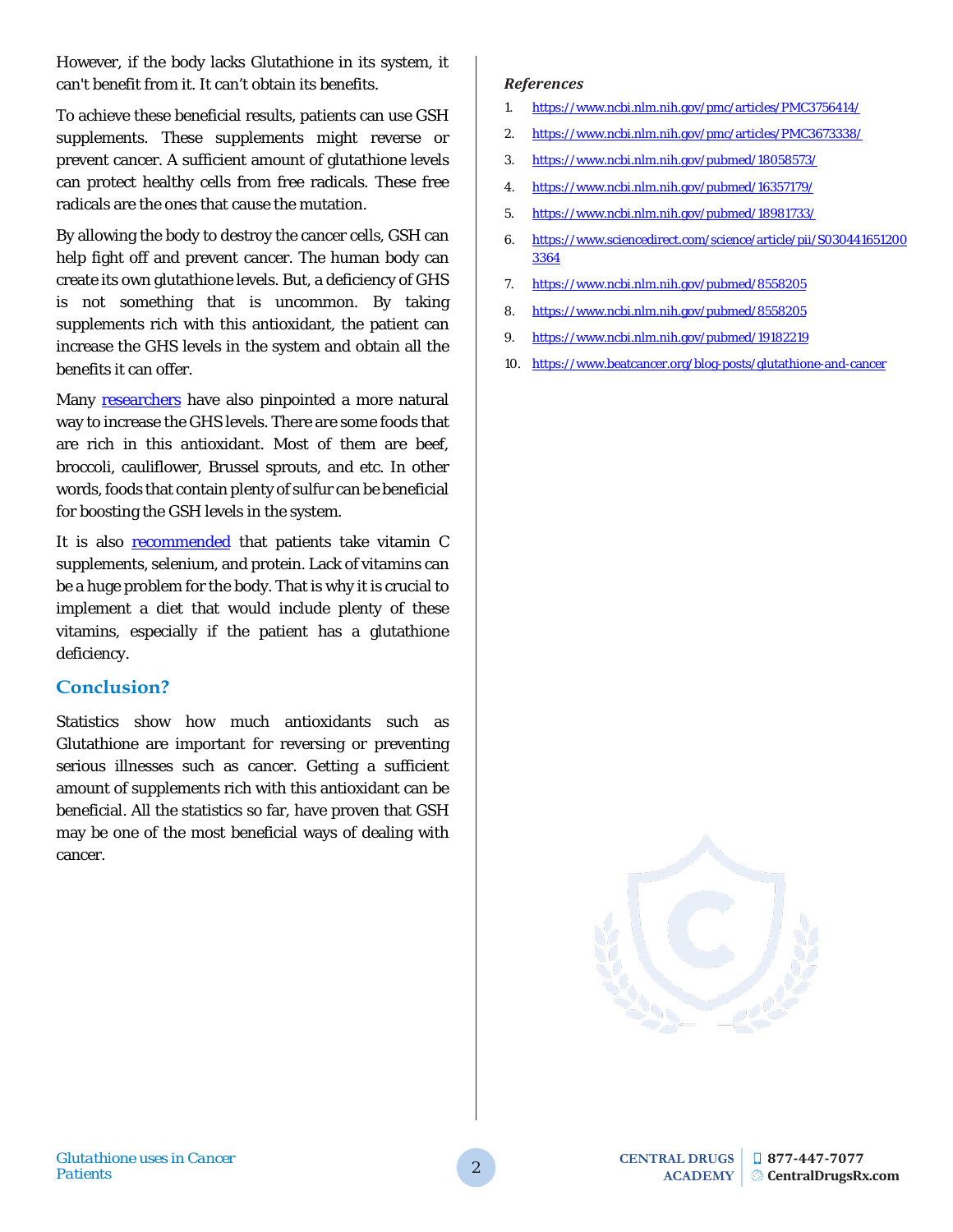However, if the body lacks Glutathione in its system, it can't benefit from it. It can't obtain its benefits.

To achieve these beneficial results, patients can use GSH supplements. These supplements might reverse or prevent cancer. A sufficient amount of glutathione levels can protect healthy cells from free radicals. These free radicals are the ones that cause the mutation.

By allowing the body to destroy the cancer cells, GSH can help fight off and prevent cancer. The human body can create its own glutathione levels. But, a deficiency of GHS is not something that is uncommon. By taking supplements rich with this antioxidant, the patient can increase the GHS levels in the system and obtain all the benefits it can offer.

Many [researchers] have also pinpointed a more natural way to increase the GHS levels. There are some foods that are rich in this antioxidant. Most of them are beef, broccoli, cauliflower, Brussel sprouts, and etc. In other words, foods that contain plenty of sulfur can be beneficial for boosting the GSH levels in the system.

It is also [recommended] that patients take vitamin C supplements, selenium, and protein. Lack of vitamins can be a huge problem for the body. That is why it is crucial to implement a diet that would include plenty of these vitamins, especially if the patient has a glutathione deficiency.

## Conclusion?

Statistics show how much antioxidants such as Glutathione are important for reversing or preventing serious illnesses such as cancer. Getting a sufficient amount of supplements rich with this antioxidant can be beneficial. All the statistics so far, have proven that GSH may be one of the most beneficial ways of dealing with cancer.

***References***

1. https://www.ncbi.nlm.nih.gov/pmc/articles/PMC3756414/
2. https://www.ncbi.nlm.nih.gov/pmc/articles/PMC3673338/
3. https://www.ncbi.nlm.nih.gov/pubmed/18058573/
4. https://www.ncbi.nlm.nih.gov/pubmed/16357179/
5. https://www.ncbi.nlm.nih.gov/pubmed/18981733/
6. https://www.sciencedirect.com/science/article/pii/S0304416512003364
7. https://www.ncbi.nlm.nih.gov/pubmed/8558205
8. https://www.ncbi.nlm.nih.gov/pubmed/8558205
9. https://www.ncbi.nlm.nih.gov/pubmed/19182219
10. https://www.beatcancer.org/blog-posts/glutathione-and-cancer